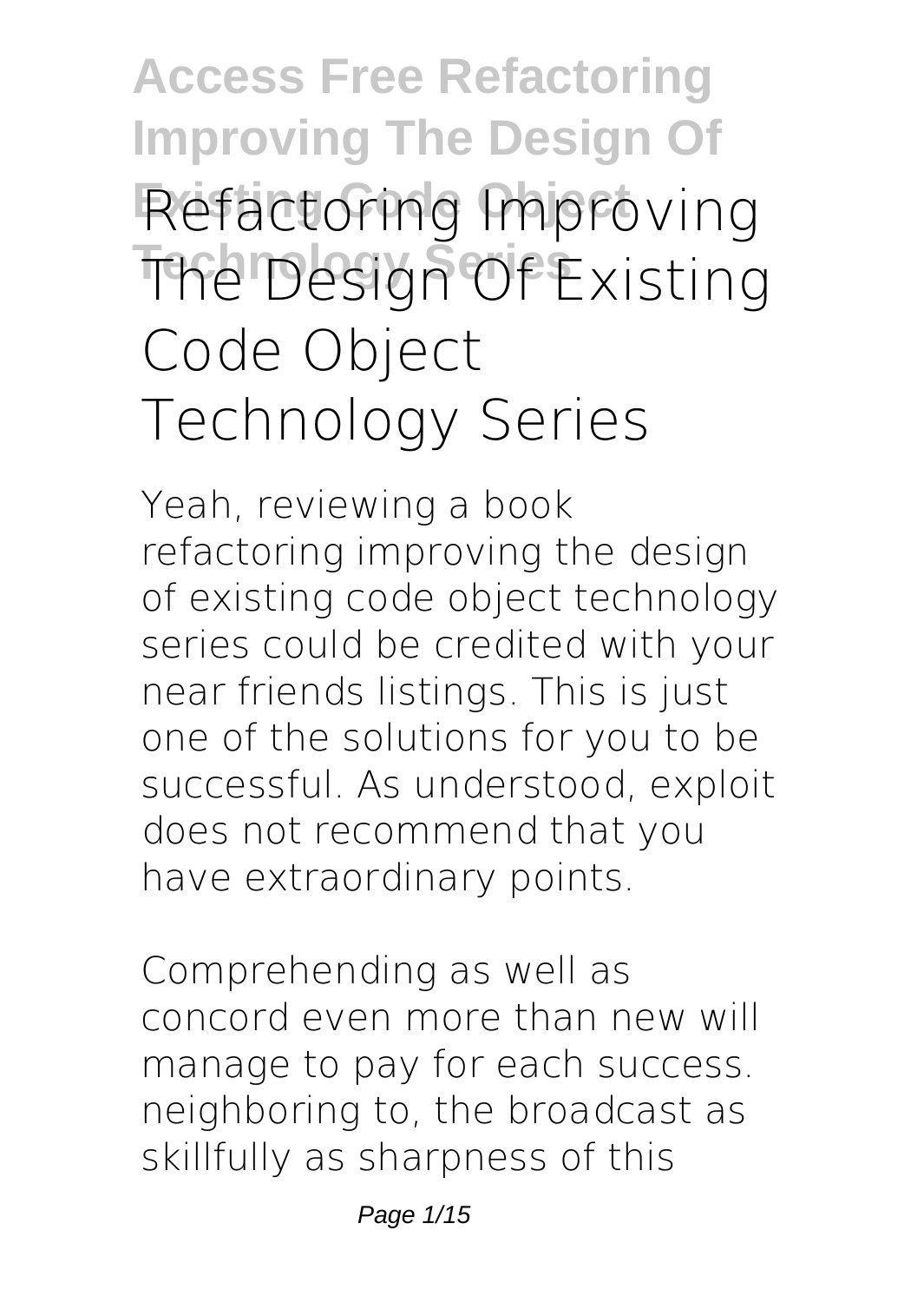# Refactoring Improving The Design Of Existing Code Object Technology Series

Yeah, reviewing a book **refactoring improving the design of existing code object technology series** could be credited with your near friends listings. This is just one of the solutions for you to be successful. As understood, exploit does not recommend that you have extraordinary points.

Comprehending as well as concord even more than new will manage to pay for each success. neighboring to, the broadcast as skillfully as sharpness of this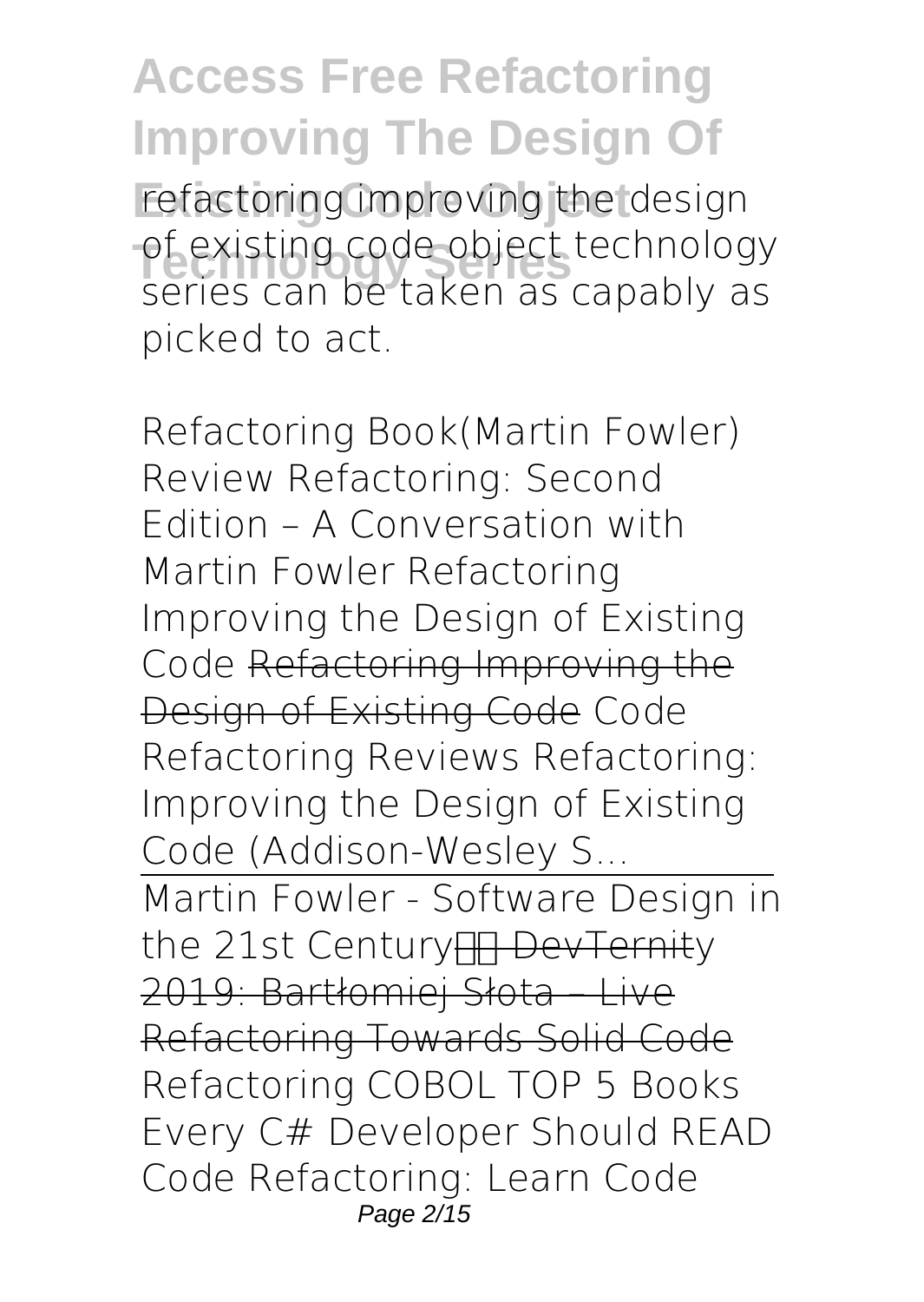refactoring improving the design of existing code object technology series can be taken as capably as picked to act.

Refactoring Book(Martin Fowler) Review Refactoring: Second Edition – A Conversation with Martin Fowler Refactoring Improving the Design of Existing Code ~~Refactoring Improving the Design of Existing Code~~ Code Refactoring Reviews Refactoring: Improving the Design of Existing Code (Addison-Wesley S...

Martin Fowler - Software Design in the 21st Century ~~DevTernity 2019: Bartłomiej Słota – Live Refactoring Towards Solid Code~~ Refactoring COBOL TOP 5 Books Every C# Developer Should READ Code Refactoring: Learn Code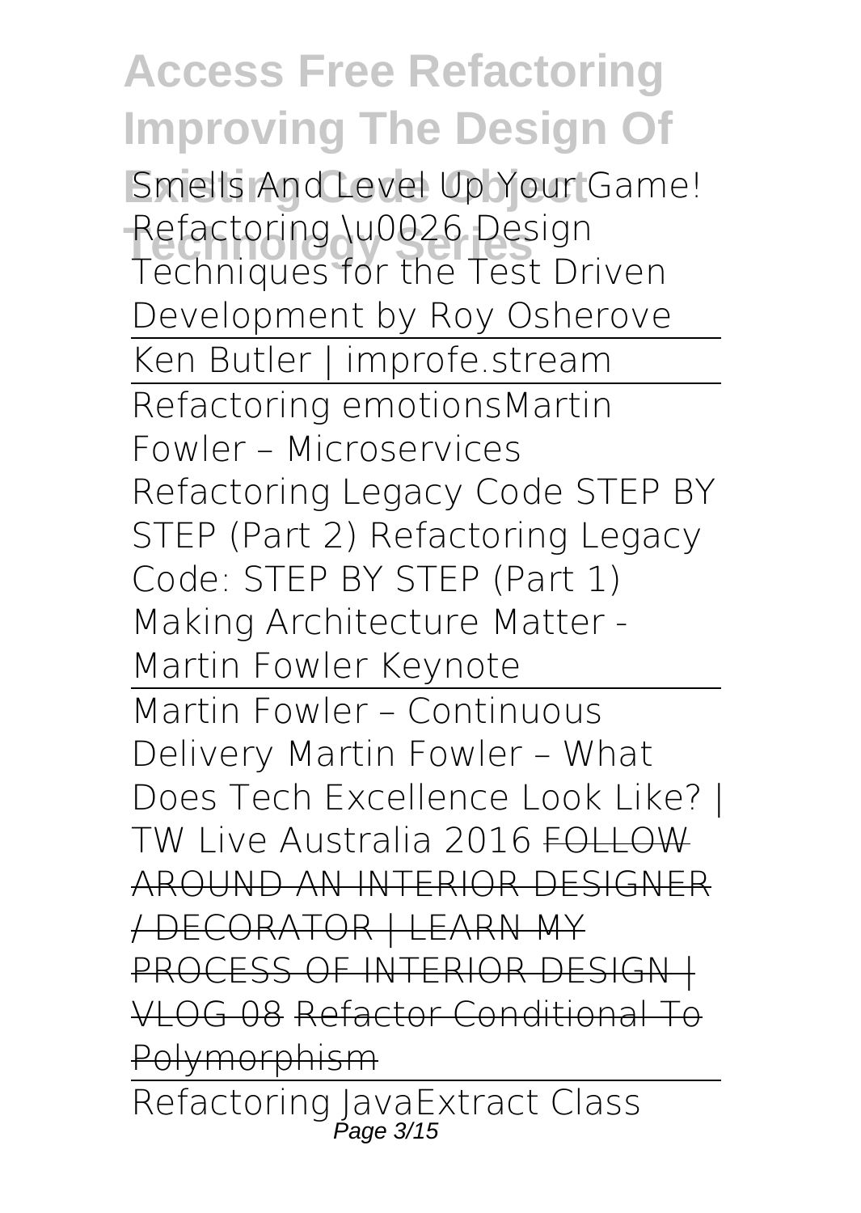Smells And Level Up Your Game! Refactoring \u0026 Design Techniques for the Test Driven Development by Roy Osherove

Ken Butler | improfe.stream

Refactoring emotionsMartin Fowler – Microservices Refactoring Legacy Code STEP BY STEP (Part 2) Refactoring Legacy Code: STEP BY STEP (Part 1) Making Architecture Matter - Martin Fowler Keynote

Martin Fowler – Continuous Delivery Martin Fowler – What Does Tech Excellence Look Like? | TW Live Australia 2016 ~~FOLLOW AROUND AN INTERIOR DESIGNER / DECORATOR | LEARN MY PROCESS OF INTERIOR DESIGN | VLOG 08~~ ~~Refactor Conditional To Polymorphism~~

Refactoring JavaExtract Class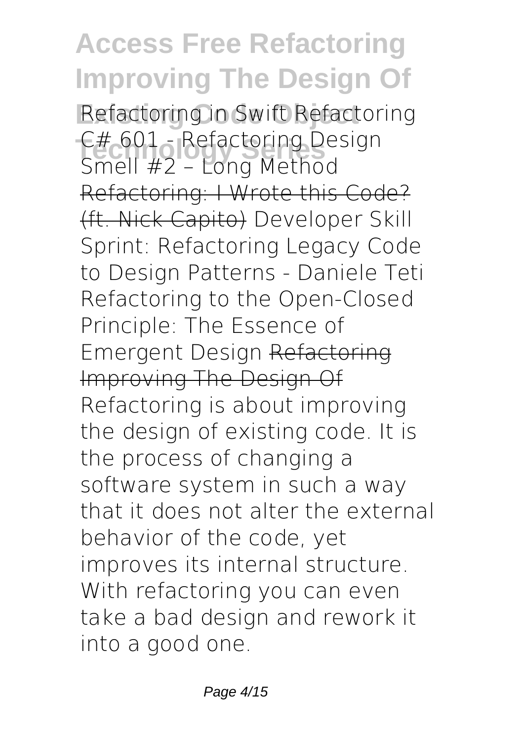*Refactoring in Swift Refactoring C# 601 - Refactoring Design Smell #2 – Long Method* ~~Refactoring: I Wrote this Code? (ft. Nick Capito)~~ *Developer Skill Sprint: Refactoring Legacy Code to Design Patterns - Daniele Teti Refactoring to the Open-Closed Principle: The Essence of Emergent Design* ~~Refactoring Improving The Design Of~~

Refactoring is about improving the design of existing code. It is the process of changing a software system in such a way that it does not alter the external behavior of the code, yet improves its internal structure. With refactoring you can even take a bad design and rework it into a good one.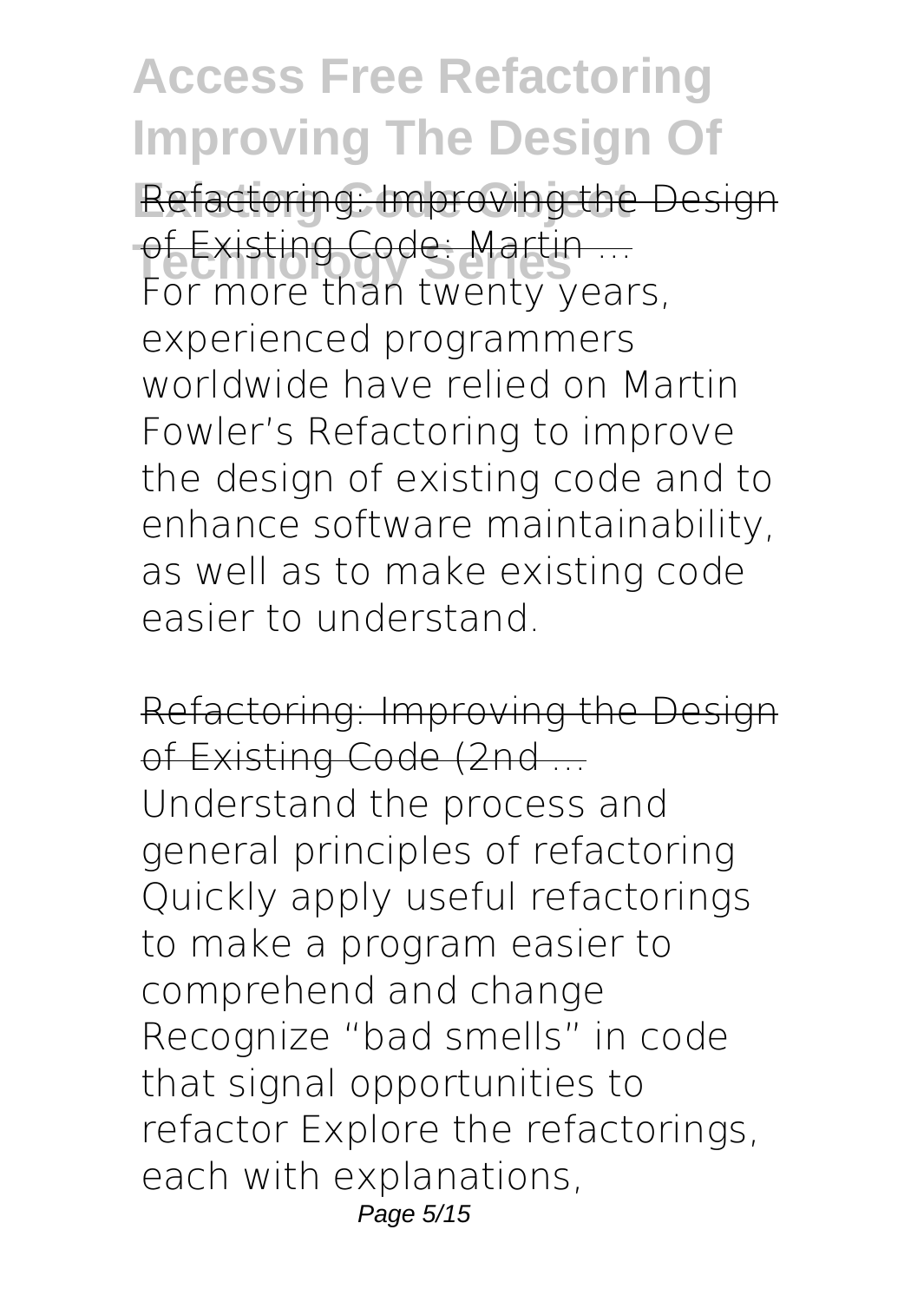Refactoring: Improving the Design of Existing Code: Martin ...

For more than twenty years, experienced programmers worldwide have relied on Martin Fowler's Refactoring to improve the design of existing code and to enhance software maintainability, as well as to make existing code easier to understand.

Refactoring: Improving the Design of Existing Code (2nd ...

Understand the process and general principles of refactoring Quickly apply useful refactorings to make a program easier to comprehend and change Recognize "bad smells" in code that signal opportunities to refactor Explore the refactorings, each with explanations,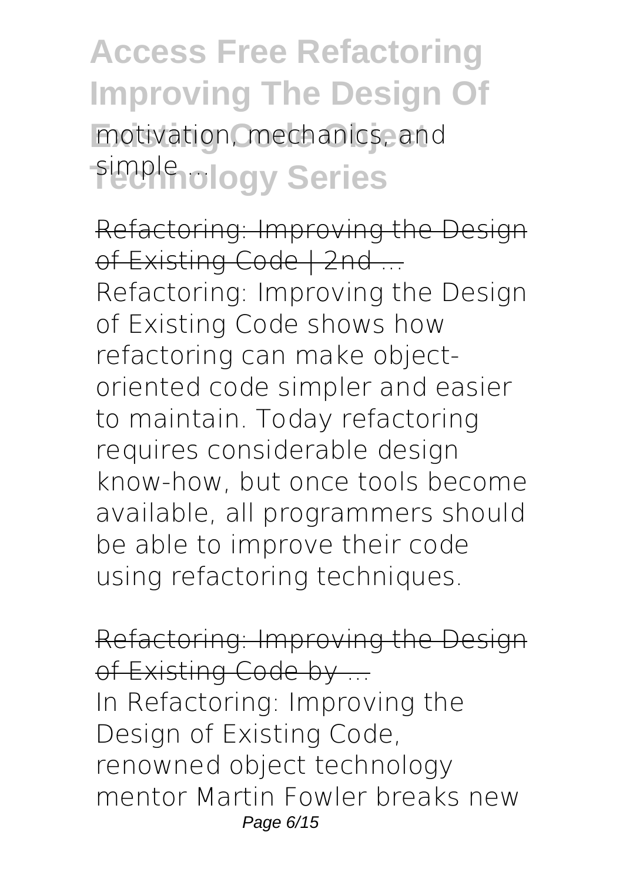motivation, mechanics, and simple ...

Refactoring: Improving the Design of Existing Code | 2nd ...

Refactoring: Improving the Design of Existing Code shows how refactoring can make object-oriented code simpler and easier to maintain. Today refactoring requires considerable design know-how, but once tools become available, all programmers should be able to improve their code using refactoring techniques.

Refactoring: Improving the Design of Existing Code by ...

In Refactoring: Improving the Design of Existing Code, renowned object technology mentor Martin Fowler breaks new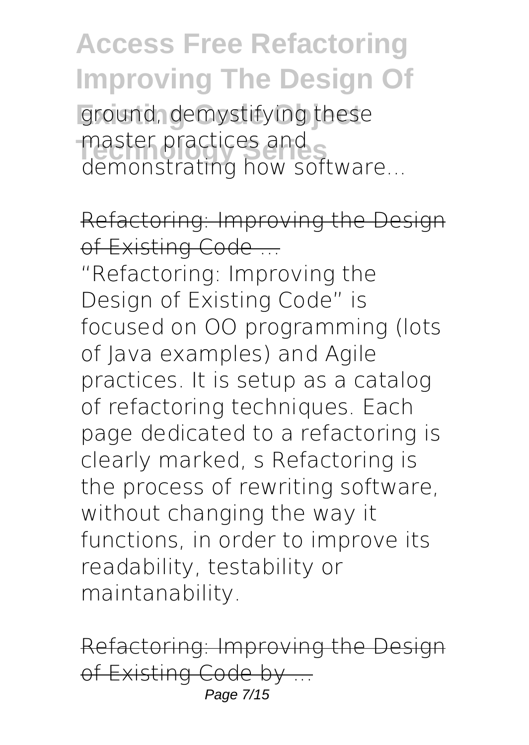ground, demystifying these master practices and demonstrating how software...

Refactoring: Improving the Design of Existing Code ...

"Refactoring: Improving the Design of Existing Code" is focused on OO programming (lots of Java examples) and Agile practices. It is setup as a catalog of refactoring techniques. Each page dedicated to a refactoring is clearly marked, s Refactoring is the process of rewriting software, without changing the way it functions, in order to improve its readability, testability or maintanability.

Refactoring: Improving the Design of Existing Code by ...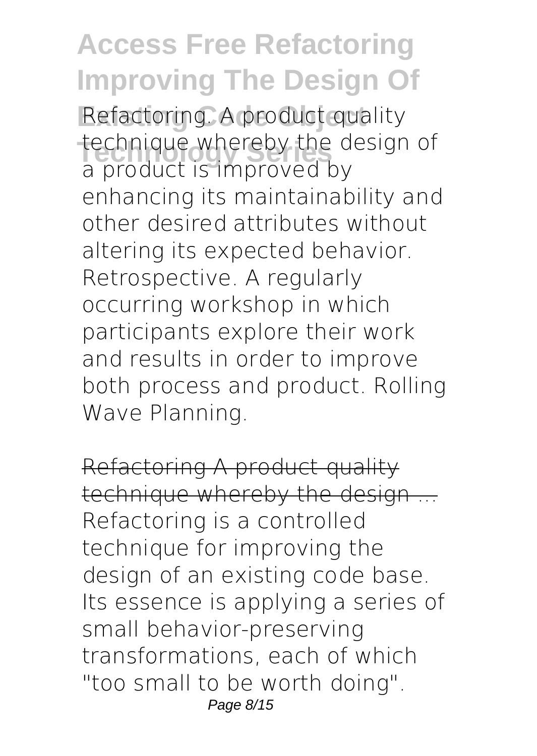Refactoring. A product quality technique whereby the design of a product is improved by enhancing its maintainability and other desired attributes without altering its expected behavior. Retrospective. A regularly occurring workshop in which participants explore their work and results in order to improve both process and product. Rolling Wave Planning.

Refactoring A product quality technique whereby the design ...

Refactoring is a controlled technique for improving the design of an existing code base. Its essence is applying a series of small behavior-preserving transformations, each of which "too small to be worth doing".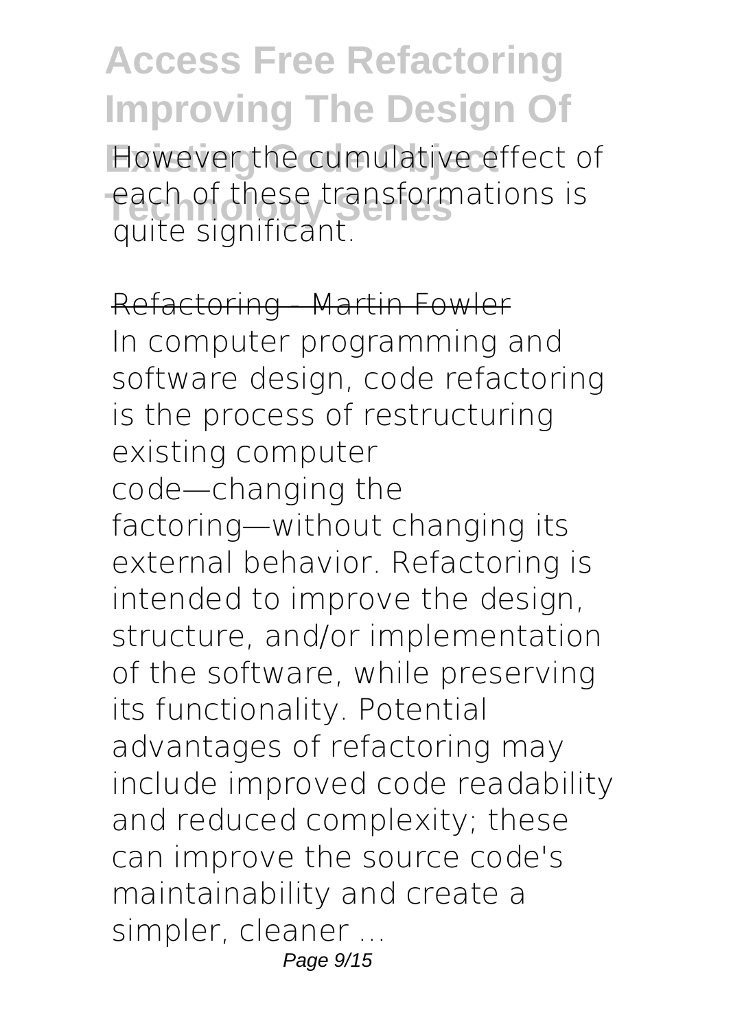However the cumulative effect of each of these transformations is quite significant.

## Refactoring - Martin Fowler

In computer programming and software design, code refactoring is the process of restructuring existing computer code—changing the factoring—without changing its external behavior. Refactoring is intended to improve the design, structure, and/or implementation of the software, while preserving its functionality. Potential advantages of refactoring may include improved code readability and reduced complexity; these can improve the source code's maintainability and create a simpler, cleaner ...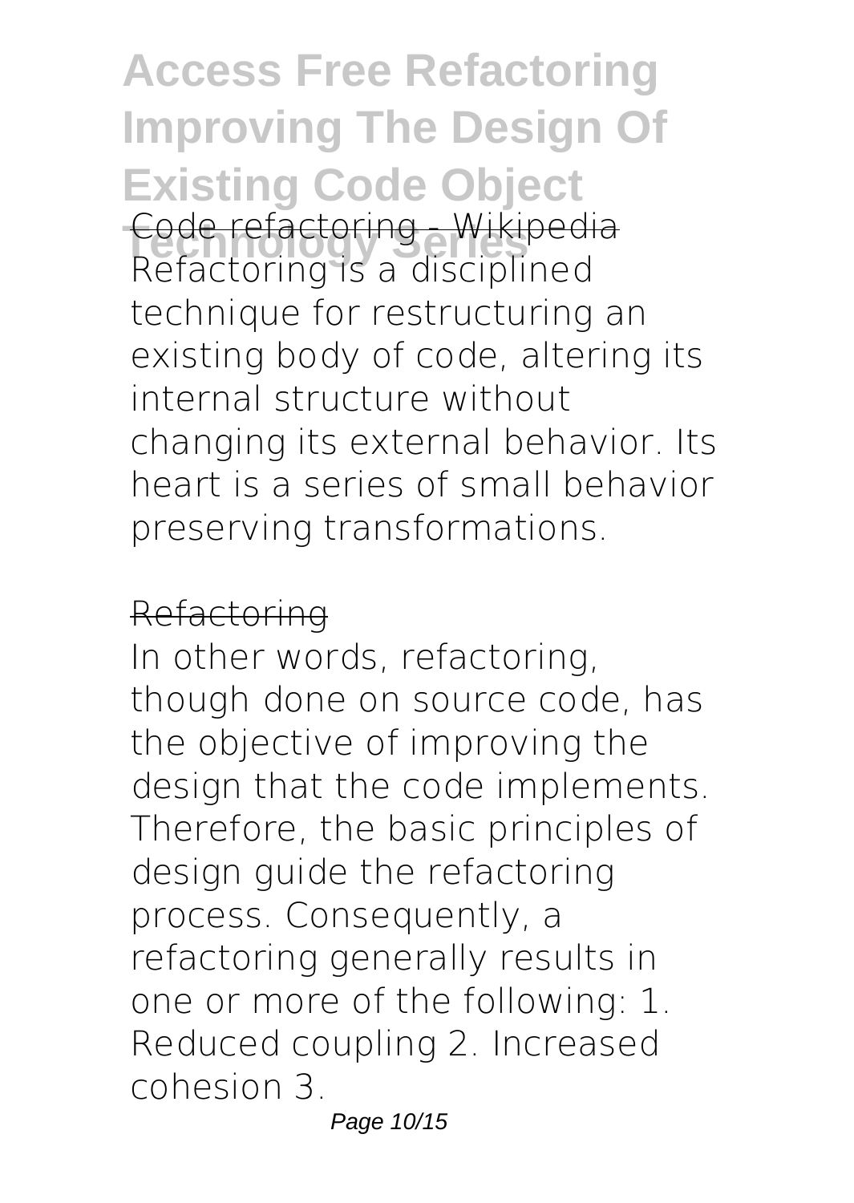Code refactoring - Wikipedia

Refactoring is a disciplined technique for restructuring an existing body of code, altering its internal structure without changing its external behavior. Its heart is a series of small behavior preserving transformations.

Refactoring

In other words, refactoring, though done on source code, has the objective of improving the design that the code implements. Therefore, the basic principles of design guide the refactoring process. Consequently, a refactoring generally results in one or more of the following: 1. Reduced coupling 2. Increased cohesion 3.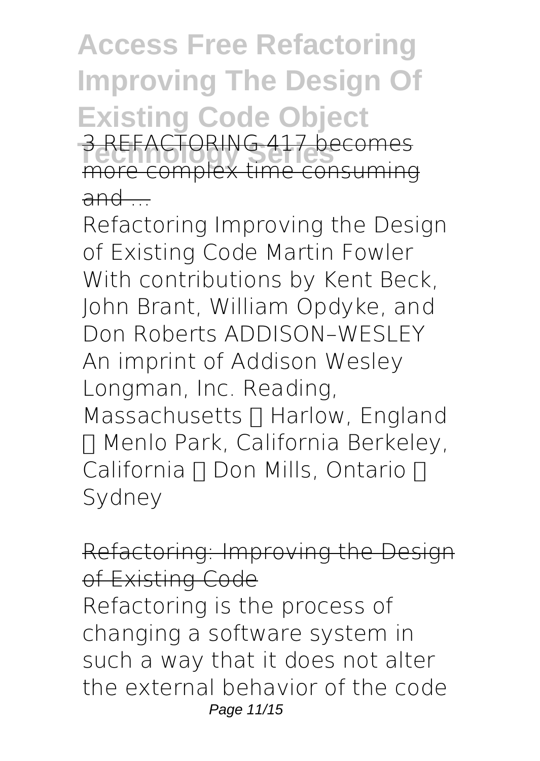# Access Free Refactoring Improving The Design Of Existing Code Object Technology Series

3 REFACTORING 417 becomes more complex time consuming and ...

Refactoring Improving the Design of Existing Code Martin Fowler With contributions by Kent Beck, John Brant, William Opdyke, and Don Roberts ADDISON–WESLEY An imprint of Addison Wesley Longman, Inc. Reading, Massachusetts  Harlow, England  Menlo Park, California Berkeley, California  Don Mills, Ontario  Sydney

Refactoring: Improving the Design of Existing Code

Refactoring is the process of changing a software system in such a way that it does not alter the external behavior of the code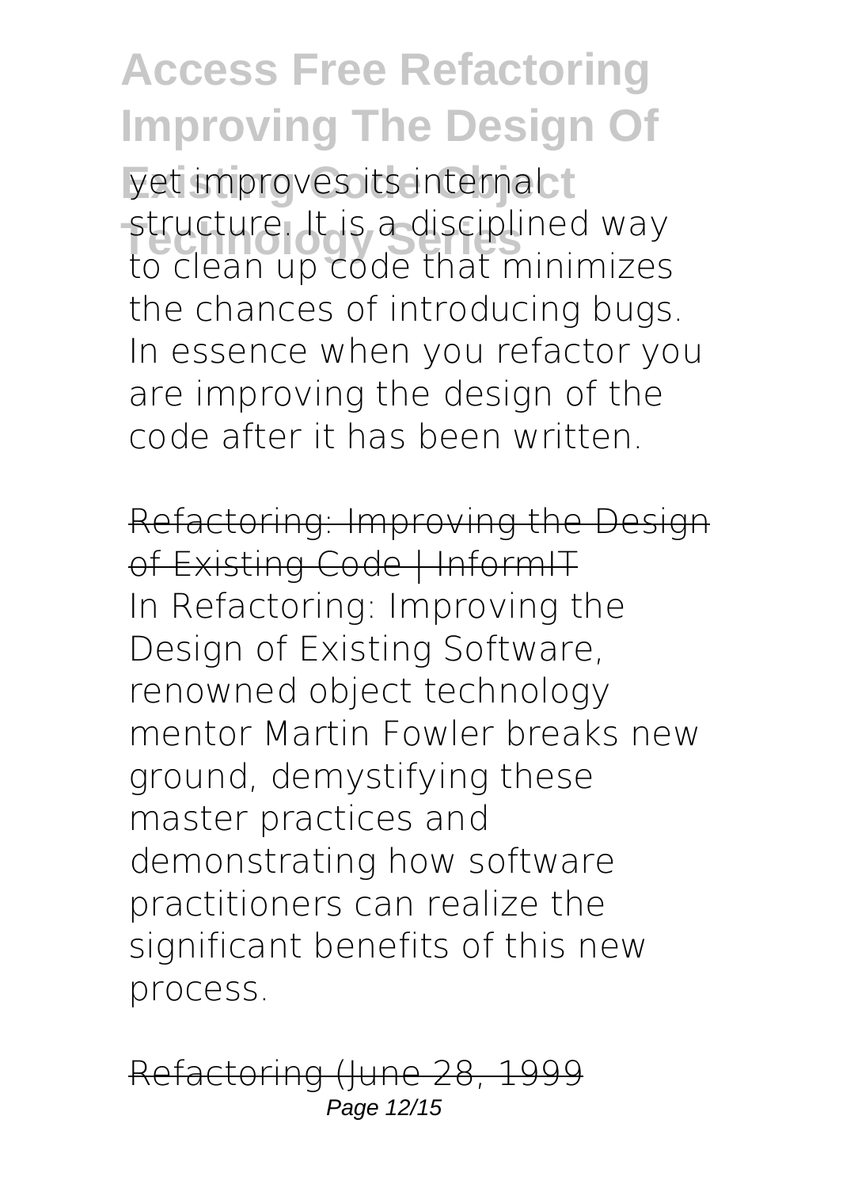yet improves its internal structure. It is a disciplined way to clean up code that minimizes the chances of introducing bugs. In essence when you refactor you are improving the design of the code after it has been written.

~~Refactoring: Improving the Design of Existing Code | InformIT~~

In Refactoring: Improving the Design of Existing Software, renowned object technology mentor Martin Fowler breaks new ground, demystifying these master practices and demonstrating how software practitioners can realize the significant benefits of this new process.

~~Refactoring (June 28, 1999~~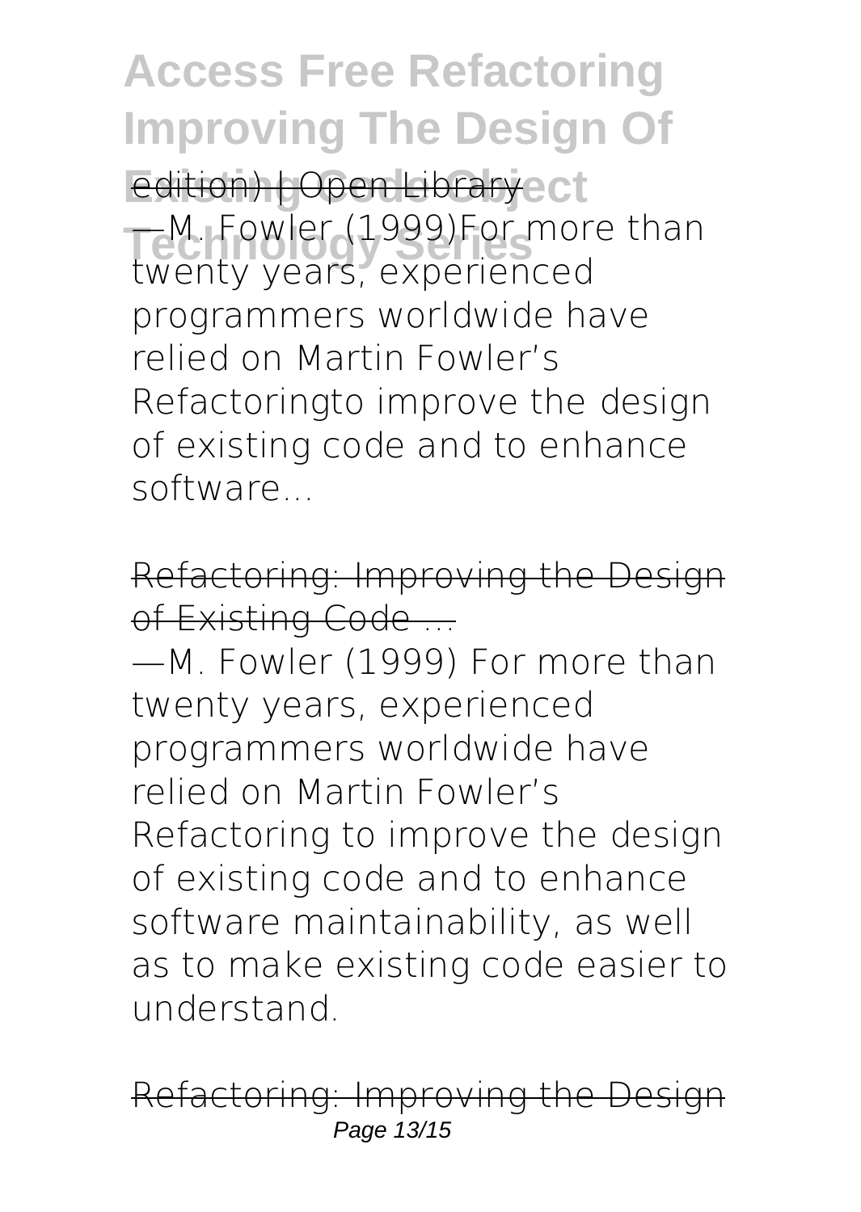edition) | Open Library

—M. Fowler (1999)For more than twenty years, experienced programmers worldwide have relied on Martin Fowler's Refactoringto improve the design of existing code and to enhance software...

Refactoring: Improving the Design of Existing Code ...

—M. Fowler (1999) For more than twenty years, experienced programmers worldwide have relied on Martin Fowler's Refactoring to improve the design of existing code and to enhance software maintainability, as well as to make existing code easier to understand.

Refactoring: Improving the Design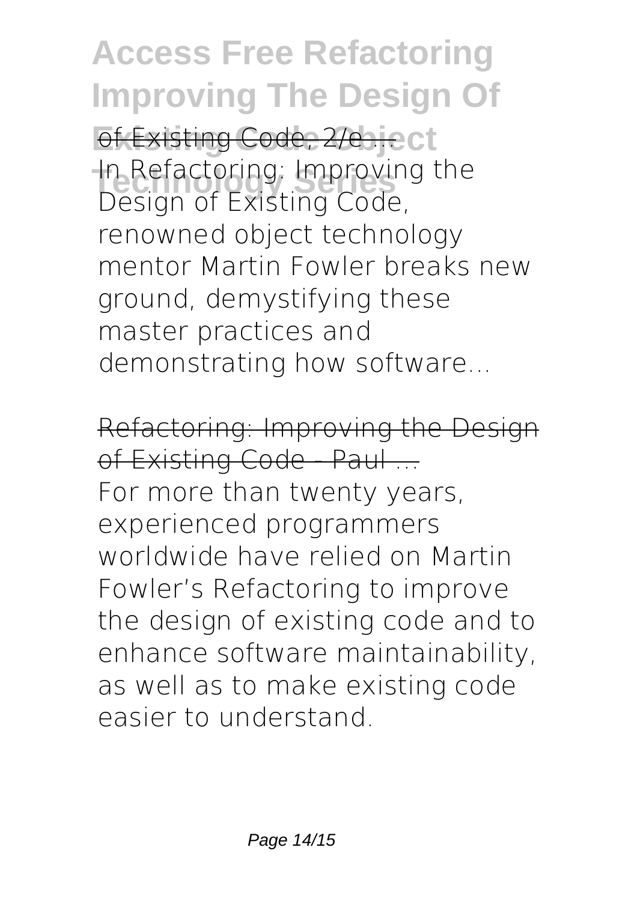of Existing Code, 2/e ...

In Refactoring: Improving the Design of Existing Code, renowned object technology mentor Martin Fowler breaks new ground, demystifying these master practices and demonstrating how software...

Refactoring: Improving the Design of Existing Code - Paul ...

For more than twenty years, experienced programmers worldwide have relied on Martin Fowler's Refactoring to improve the design of existing code and to enhance software maintainability, as well as to make existing code easier to understand.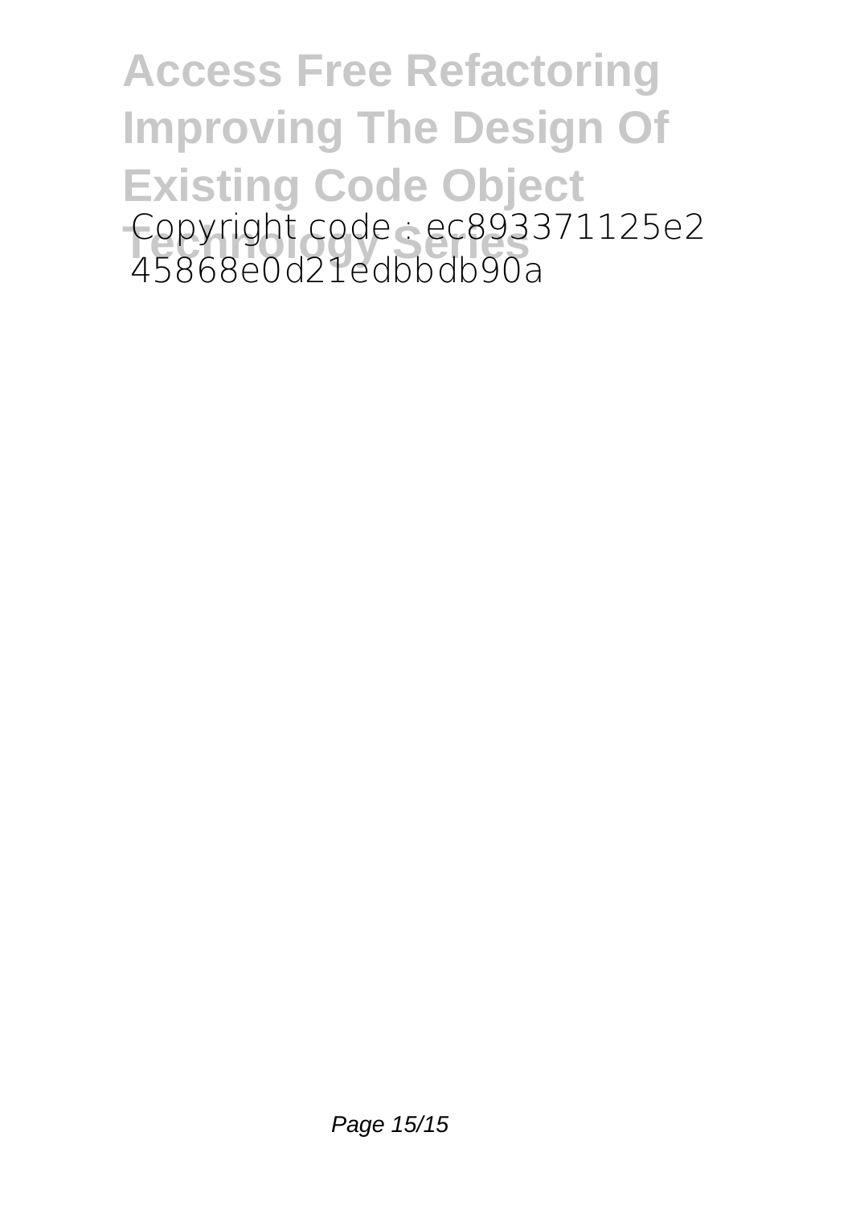Copyright code : ec893371125e245868e0d21edbbdb90a